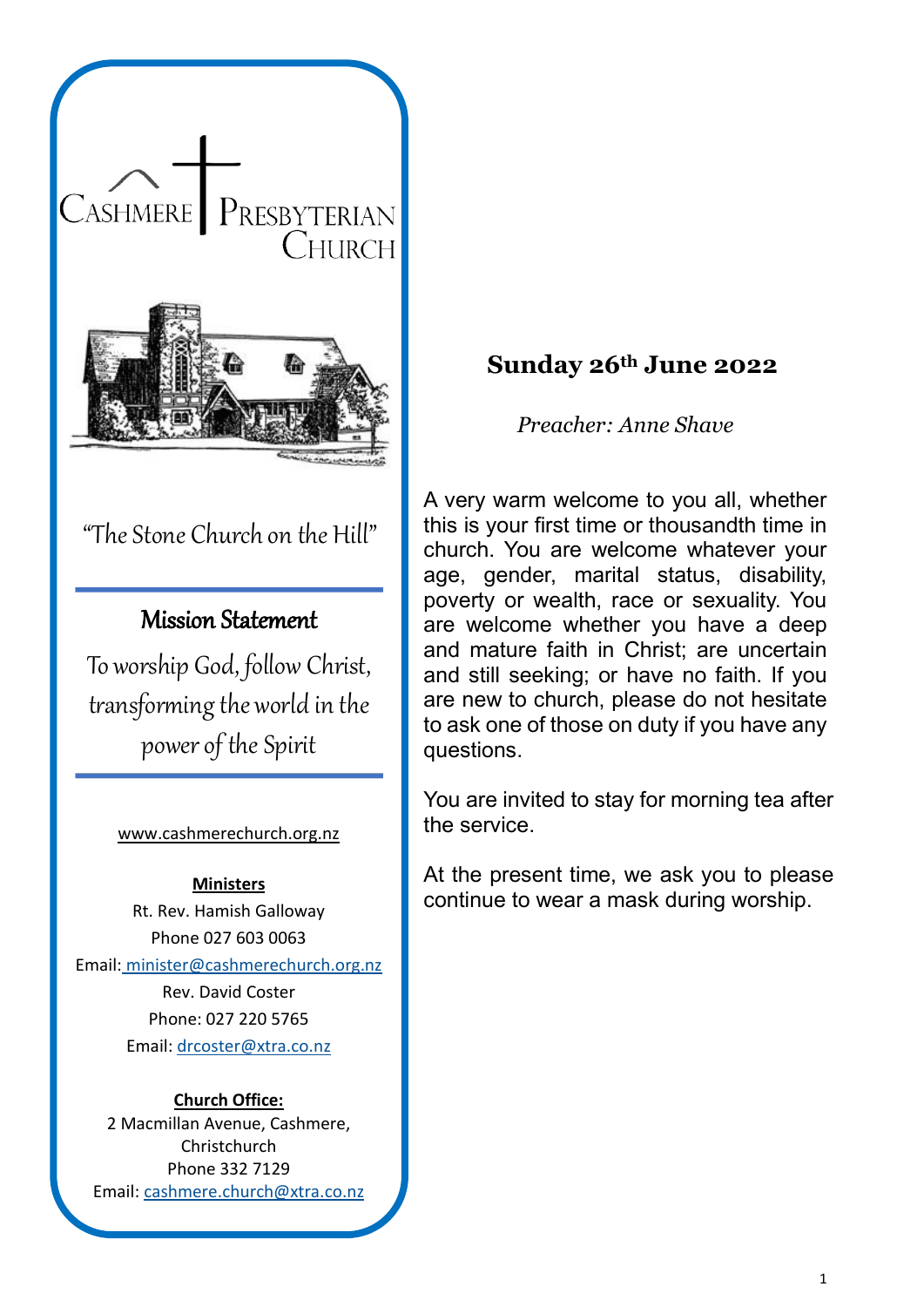# Cashmere Presbyterian Church

"The Stone Church on the Hill"

## Mission Statement

To worship God, follow Christ, transforming the world in the power of the Spirit

www.cashmerechurch.org.nz

**Ministers**

Rt. Rev. Hamish Galloway
Phone 027 603 0063
Email: minister@cashmerechurch.org.nz

Rev. David Coster
Phone: 027 220 5765
Email: drcoster@xtra.co.nz

**Church Office:**

2 Macmillan Avenue, Cashmere, Christchurch
Phone 332 7129
Email: cashmere.church@xtra.co.nz

## Sunday 26th June 2022

*Preacher: Anne Shave*

A very warm welcome to you all, whether this is your first time or thousandth time in church. You are welcome whatever your age, gender, marital status, disability, poverty or wealth, race or sexuality. You are welcome whether you have a deep and mature faith in Christ; are uncertain and still seeking; or have no faith. If you are new to church, please do not hesitate to ask one of those on duty if you have any questions.

You are invited to stay for morning tea after the service.

At the present time, we ask you to please continue to wear a mask during worship.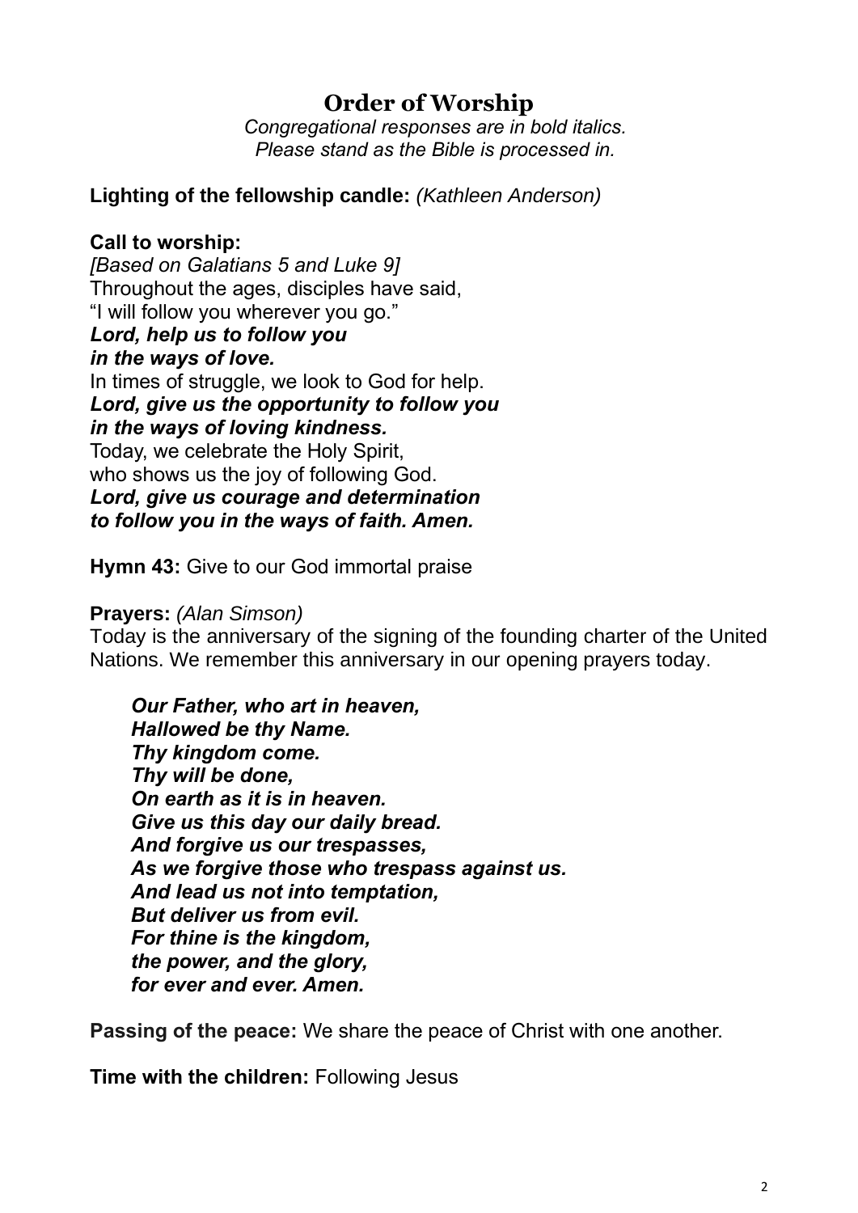# Order of Worship

*Congregational responses are in bold italics.*
*Please stand as the Bible is processed in.*

**Lighting of the fellowship candle:** *(Kathleen Anderson)*

**Call to worship:**
*[Based on Galatians 5 and Luke 9]*
Throughout the ages, disciples have said,
"I will follow you wherever you go."
***Lord, help us to follow you***
***in the ways of love.***
In times of struggle, we look to God for help.
***Lord, give us the opportunity to follow you***
***in the ways of loving kindness.***
Today, we celebrate the Holy Spirit,
who shows us the joy of following God.
***Lord, give us courage and determination***
***to follow you in the ways of faith. Amen.***

**Hymn 43:** Give to our God immortal praise

**Prayers:** *(Alan Simson)*
Today is the anniversary of the signing of the founding charter of the United Nations. We remember this anniversary in our opening prayers today.

> ***Our Father, who art in heaven,***
> ***Hallowed be thy Name.***
> ***Thy kingdom come.***
> ***Thy will be done,***
> ***On earth as it is in heaven.***
> ***Give us this day our daily bread.***
> ***And forgive us our trespasses,***
> ***As we forgive those who trespass against us.***
> ***And lead us not into temptation,***
> ***But deliver us from evil.***
> ***For thine is the kingdom,***
> ***the power, and the glory,***
> ***for ever and ever. Amen.***

**Passing of the peace:** We share the peace of Christ with one another.

**Time with the children:** Following Jesus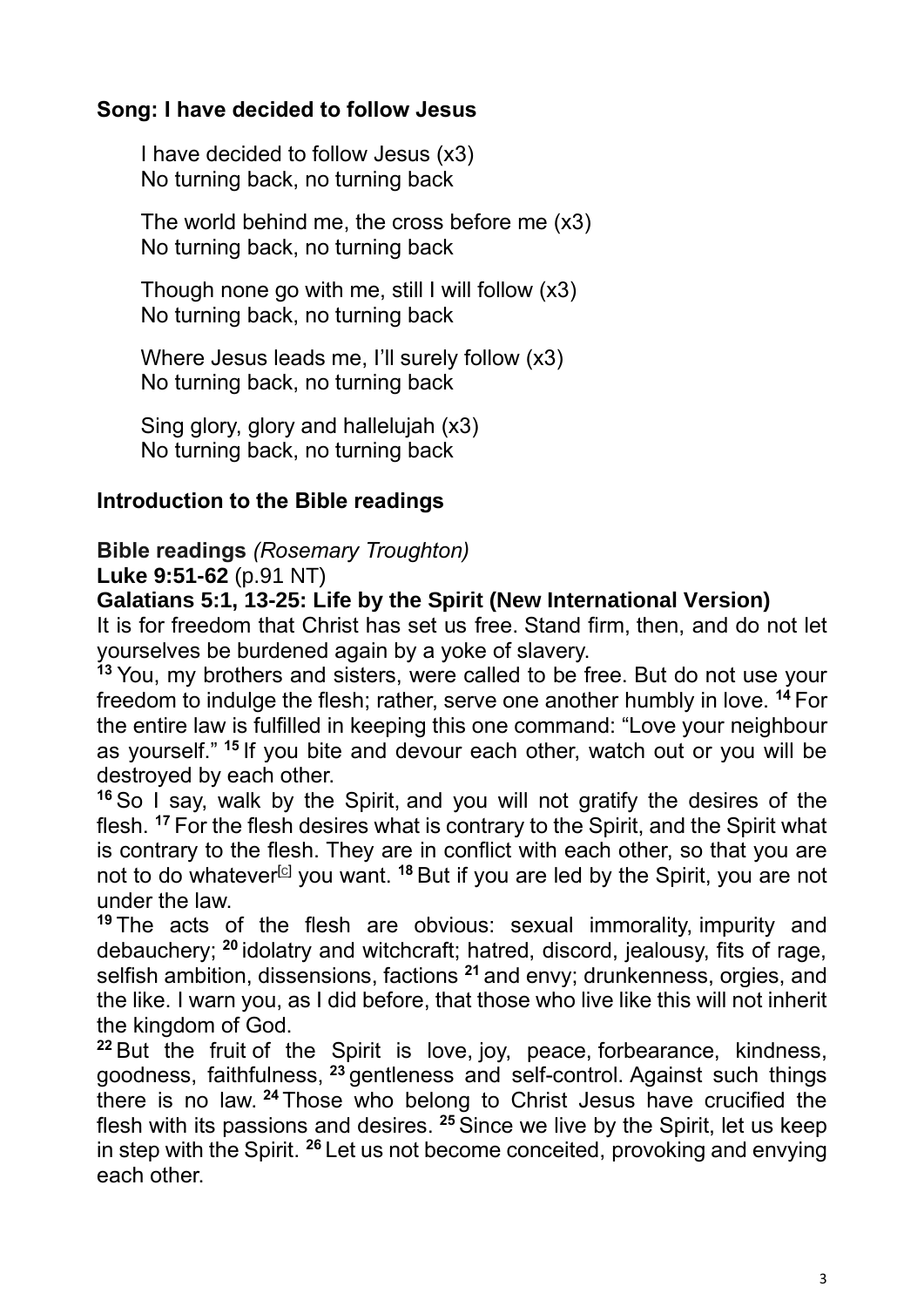**Song: I have decided to follow Jesus**

I have decided to follow Jesus (x3)
No turning back, no turning back

The world behind me, the cross before me (x3)
No turning back, no turning back

Though none go with me, still I will follow (x3)
No turning back, no turning back

Where Jesus leads me, I'll surely follow (x3)
No turning back, no turning back

Sing glory, glory and hallelujah (x3)
No turning back, no turning back

**Introduction to the Bible readings**

**Bible readings** *(Rosemary Troughton)*
**Luke 9:51-62** (p.91 NT)
**Galatians 5:1, 13-25: Life by the Spirit (New International Version)**
It is for freedom that Christ has set us free. Stand firm, then, and do not let yourselves be burdened again by a yoke of slavery.
**13** You, my brothers and sisters, were called to be free. But do not use your freedom to indulge the flesh; rather, serve one another humbly in love. **14** For the entire law is fulfilled in keeping this one command: "Love your neighbour as yourself." **15** If you bite and devour each other, watch out or you will be destroyed by each other.
**16** So I say, walk by the Spirit, and you will not gratify the desires of the flesh. **17** For the flesh desires what is contrary to the Spirit, and the Spirit what is contrary to the flesh. They are in conflict with each other, so that you are not to do whatever[c] you want. **18** But if you are led by the Spirit, you are not under the law.
**19** The acts of the flesh are obvious: sexual immorality, impurity and debauchery; **20** idolatry and witchcraft; hatred, discord, jealousy, fits of rage, selfish ambition, dissensions, factions **21** and envy; drunkenness, orgies, and the like. I warn you, as I did before, that those who live like this will not inherit the kingdom of God.
**22** But the fruit of the Spirit is love, joy, peace, forbearance, kindness, goodness, faithfulness, **23** gentleness and self-control. Against such things there is no law. **24** Those who belong to Christ Jesus have crucified the flesh with its passions and desires. **25** Since we live by the Spirit, let us keep in step with the Spirit. **26** Let us not become conceited, provoking and envying each other.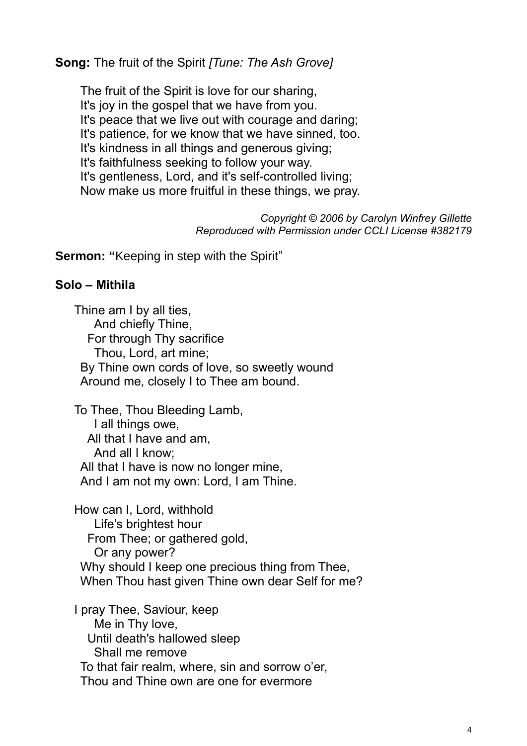**Song:** The fruit of the Spirit *[Tune: The Ash Grove]*

The fruit of the Spirit is love for our sharing,
It's joy in the gospel that we have from you.
It's peace that we live out with courage and daring;
It's patience, for we know that we have sinned, too.
It's kindness in all things and generous giving;
It's faithfulness seeking to follow your way.
It's gentleness, Lord, and it's self-controlled living;
Now make us more fruitful in these things, we pray.

*Copyright © 2006 by Carolyn Winfrey Gillette*
*Reproduced with Permission under CCLI License #382179*

**Sermon: "**Keeping in step with the Spirit"

**Solo – Mithila**

Thine am I by all ties,
And chiefly Thine,
For through Thy sacrifice
Thou, Lord, art mine;
By Thine own cords of love, so sweetly wound
Around me, closely I to Thee am bound.

To Thee, Thou Bleeding Lamb,
I all things owe,
All that I have and am,
And all I know;
All that I have is now no longer mine,
And I am not my own: Lord, I am Thine.

How can I, Lord, withhold
Life's brightest hour
From Thee; or gathered gold,
Or any power?
Why should I keep one precious thing from Thee,
When Thou hast given Thine own dear Self for me?

I pray Thee, Saviour, keep
Me in Thy love,
Until death's hallowed sleep
Shall me remove
To that fair realm, where, sin and sorrow o'er,
Thou and Thine own are one for evermore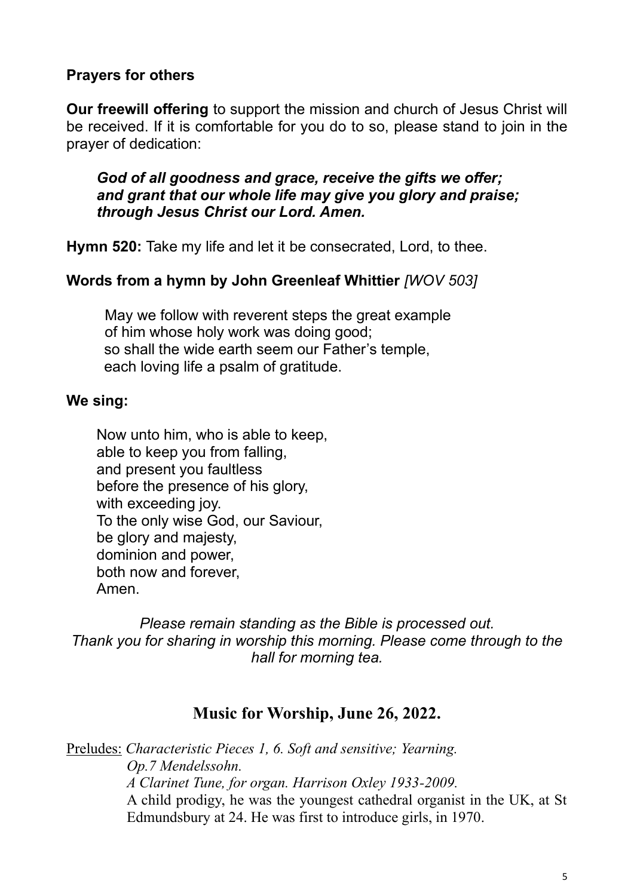**Prayers for others**

**Our freewill offering** to support the mission and church of Jesus Christ will be received. If it is comfortable for you do to so, please stand to join in the prayer of dedication:

> ***God of all goodness and grace, receive the gifts we offer;***
> ***and grant that our whole life may give you glory and praise;***
> ***through Jesus Christ our Lord. Amen.***

**Hymn 520:** Take my life and let it be consecrated, Lord, to thee.

**Words from a hymn by John Greenleaf Whittier** *[WOV 503]*

> May we follow with reverent steps the great example
> of him whose holy work was doing good;
> so shall the wide earth seem our Father's temple,
> each loving life a psalm of gratitude.

**We sing:**

> Now unto him, who is able to keep,
> able to keep you from falling,
> and present you faultless
> before the presence of his glory,
> with exceeding joy.
> To the only wise God, our Saviour,
> be glory and majesty,
> dominion and power,
> both now and forever,
> Amen.

*Please remain standing as the Bible is processed out.*
*Thank you for sharing in worship this morning. Please come through to the hall for morning tea.*

## Music for Worship, June 26, 2022.

Preludes: *Characteristic Pieces 1, 6. Soft and sensitive; Yearning. Op.7 Mendelssohn.*
*A Clarinet Tune, for organ. Harrison Oxley 1933-2009.*
A child prodigy, he was the youngest cathedral organist in the UK, at St Edmundsbury at 24. He was first to introduce girls, in 1970.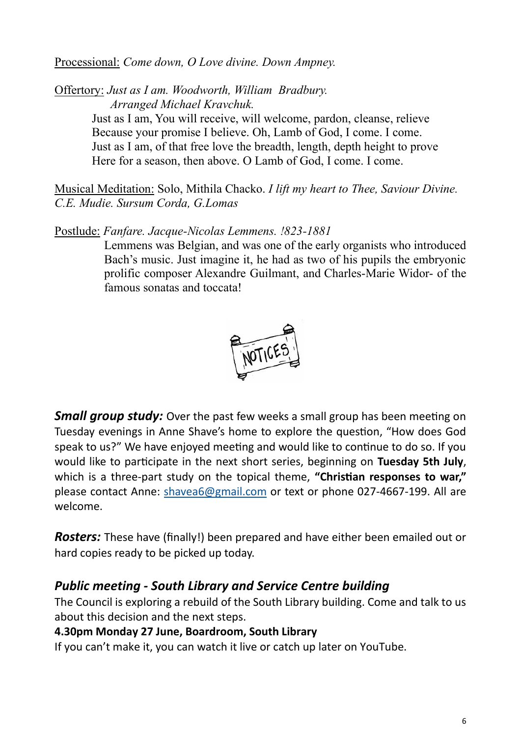Processional: *Come down, O Love divine. Down Ampney.*

Offertory: *Just as I am. Woodworth, William Bradbury. Arranged Michael Kravchuk.*

Just as I am, You will receive, will welcome, pardon, cleanse, relieve
Because your promise I believe. Oh, Lamb of God, I come. I come.
Just as I am, of that free love the breadth, length, depth height to prove
Here for a season, then above. O Lamb of God, I come. I come.

Musical Meditation: Solo, Mithila Chacko. *I lift my heart to Thee, Saviour Divine. C.E. Mudie. Sursum Corda, G.Lomas*

Postlude: *Fanfare. Jacque-Nicolas Lemmens. !823-1881*

Lemmens was Belgian, and was one of the early organists who introduced Bach's music. Just imagine it, he had as two of his pupils the embryonic prolific composer Alexandre Guilmant, and Charles-Marie Widor- of the famous sonatas and toccata!

NOTICES

***Small group study:*** Over the past few weeks a small group has been meeting on Tuesday evenings in Anne Shave's home to explore the question, "How does God speak to us?" We have enjoyed meeting and would like to continue to do so. If you would like to participate in the next short series, beginning on **Tuesday 5th July**, which is a three-part study on the topical theme, **"Christian responses to war,"** please contact Anne: shavea6@gmail.com or text or phone 027-4667-199. All are welcome.

***Rosters:*** These have (finally!) been prepared and have either been emailed out or hard copies ready to be picked up today.

### *Public meeting - South Library and Service Centre building*

The Council is exploring a rebuild of the South Library building. Come and talk to us about this decision and the next steps.

**4.30pm Monday 27 June, Boardroom, South Library**

If you can't make it, you can watch it live or catch up later on YouTube.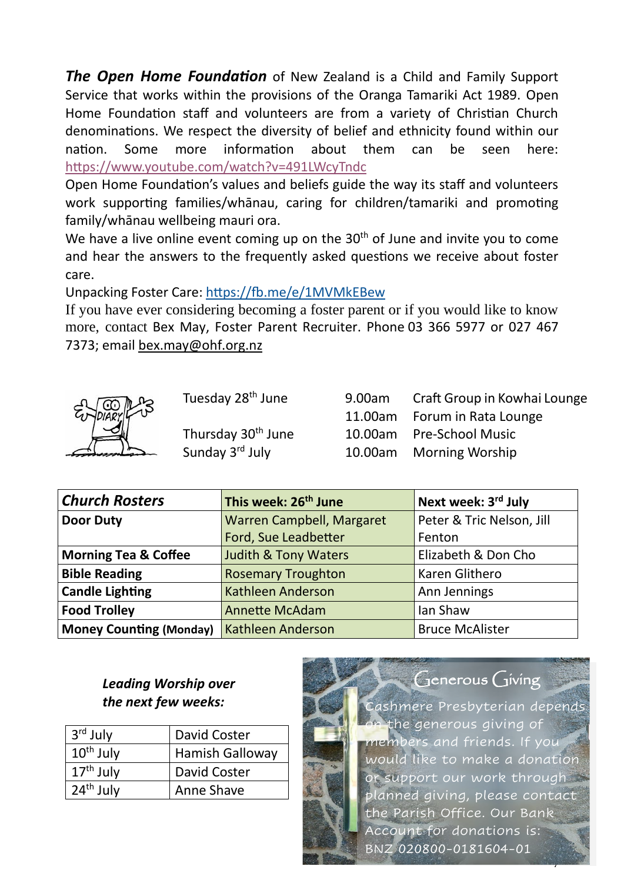***The Open Home Foundation*** of New Zealand is a Child and Family Support Service that works within the provisions of the Oranga Tamariki Act 1989. Open Home Foundation staff and volunteers are from a variety of Christian Church denominations. We respect the diversity of belief and ethnicity found within our nation. Some more information about them can be seen here: https://www.youtube.com/watch?v=491LWcyTndc

Open Home Foundation's values and beliefs guide the way its staff and volunteers work supporting families/whānau, caring for children/tamariki and promoting family/whānau wellbeing mauri ora.

We have a live online event coming up on the 30th of June and invite you to come and hear the answers to the frequently asked questions we receive about foster care.

Unpacking Foster Care: https://fb.me/e/1MVMkEBew

If you have ever considering becoming a foster parent or if you would like to know more, contact Bex May, Foster Parent Recruiter. Phone 03 366 5977 or 027 467 7373; email bex.may@ohf.org.nz

| | | |
|---|---|---|
| Tuesday 28th June | 9.00am | Craft Group in Kowhai Lounge |
| | 11.00am | Forum in Rata Lounge |
| Thursday 30th June | 10.00am | Pre-School Music |
| Sunday 3rd July | 10.00am | Morning Worship |

| ***Church Rosters*** | **This week: 26th June** | **Next week: 3rd July** |
|---|---|---|
| **Door Duty** | Warren Campbell, Margaret Ford, Sue Leadbetter | Peter & Tric Nelson, Jill Fenton |
| **Morning Tea & Coffee** | Judith & Tony Waters | Elizabeth & Don Cho |
| **Bible Reading** | Rosemary Troughton | Karen Glithero |
| **Candle Lighting** | Kathleen Anderson | Ann Jennings |
| **Food Trolley** | Annette McAdam | Ian Shaw |
| **Money Counting (Monday)** | Kathleen Anderson | Bruce McAlister |

***Leading Worship over the next few weeks:***

| | |
|---|---|
| 3rd July | David Coster |
| 10th July | Hamish Galloway |
| 17th July | David Coster |
| 24th July | Anne Shave |

## Generous Giving

Cashmere Presbyterian depends on the generous giving of members and friends. If you would like to make a donation or support our work through planned giving, please contact the Parish Office. Our Bank Account for donations is: BNZ 020800-0181604-01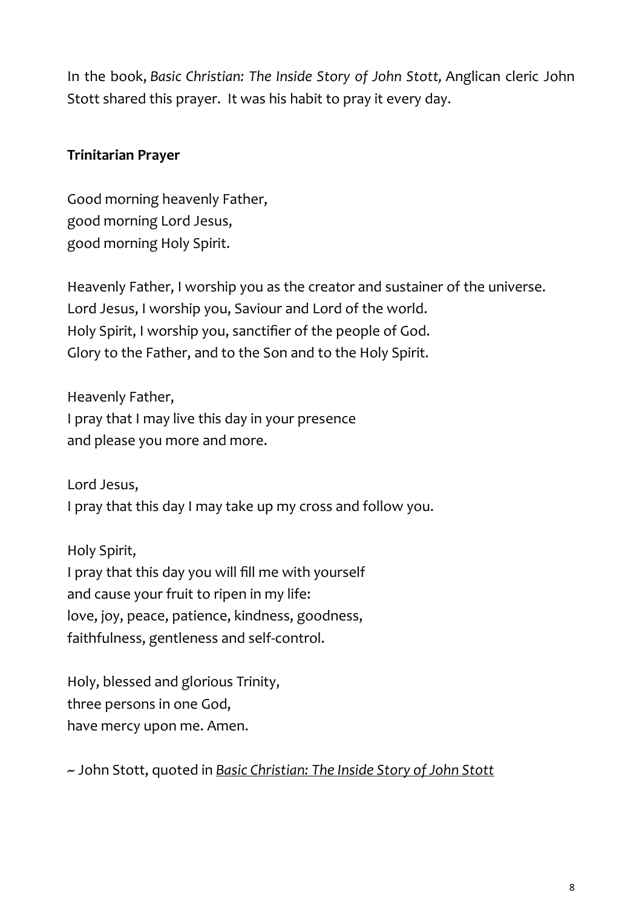In the book, *Basic Christian: The Inside Story of John Stott,* Anglican cleric John Stott shared this prayer. It was his habit to pray it every day.

**Trinitarian Prayer**

Good morning heavenly Father,
good morning Lord Jesus,
good morning Holy Spirit.

Heavenly Father, I worship you as the creator and sustainer of the universe.
Lord Jesus, I worship you, Saviour and Lord of the world.
Holy Spirit, I worship you, sanctifier of the people of God.
Glory to the Father, and to the Son and to the Holy Spirit.

Heavenly Father,
I pray that I may live this day in your presence
and please you more and more.

Lord Jesus,
I pray that this day I may take up my cross and follow you.

Holy Spirit,
I pray that this day you will fill me with yourself
and cause your fruit to ripen in my life:
love, joy, peace, patience, kindness, goodness,
faithfulness, gentleness and self-control.

Holy, blessed and glorious Trinity,
three persons in one God,
have mercy upon me. Amen.

~ John Stott, quoted in *Basic Christian: The Inside Story of John Stott*